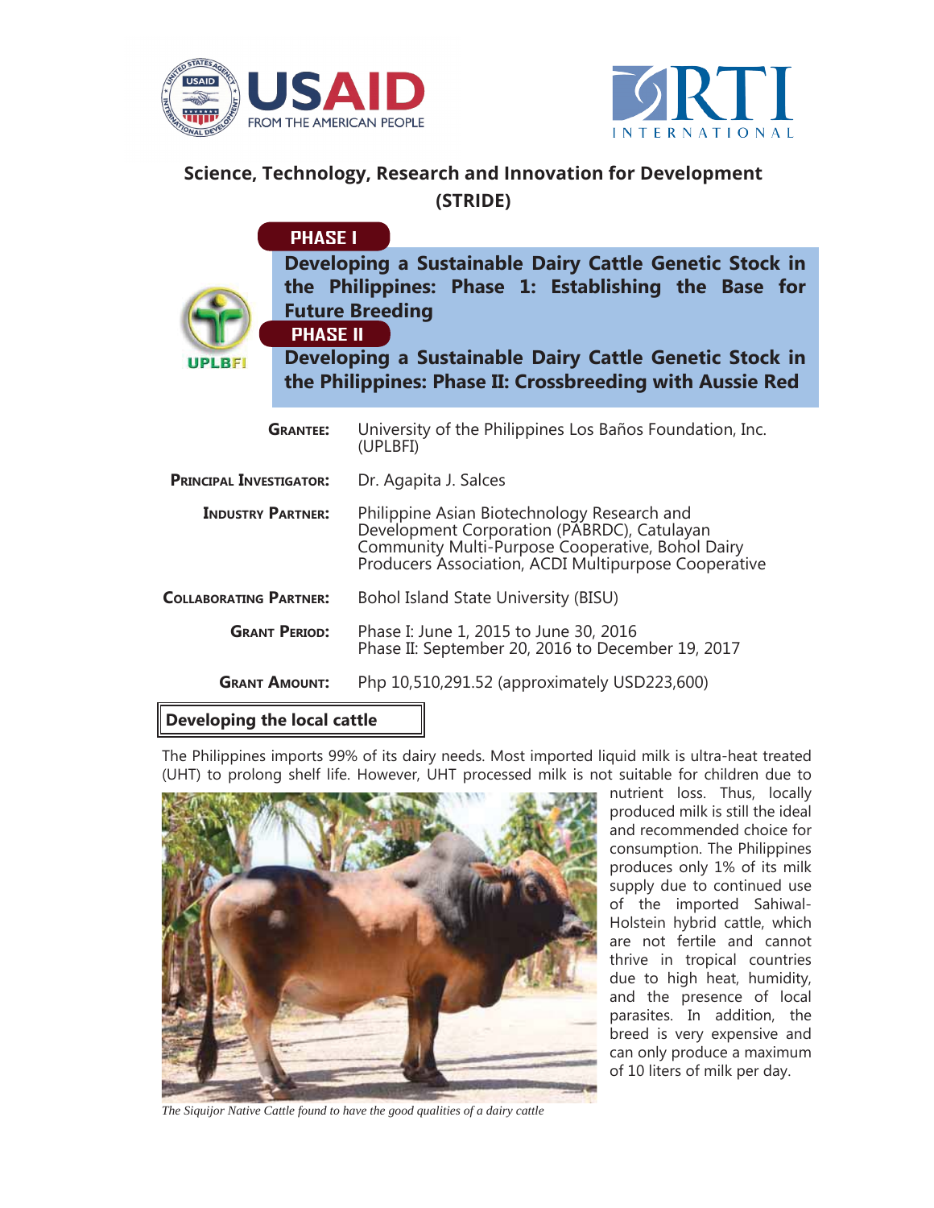# Science, Technology, Research and Innovation for Development (STRIDE)

**PHASE I**

## Developing a Sustainable Dairy Cattle Genetic Stock in the Philippines: Phase 1: Establishing the Base for Future Breeding

**PHASE II**

## Developing a Sustainable Dairy Cattle Genetic Stock in the Philippines: Phase II: Crossbreeding with Aussie Red

UPLBFI

| | |
|---|---|
| **Grantee:** | University of the Philippines Los Baños Foundation, Inc. (UPLBFI) |
| **Principal Investigator:** | Dr. Agapita J. Salces |
| **Industry Partner:** | Philippine Asian Biotechnology Research and Development Corporation (PABRDC), Catulayan Community Multi-Purpose Cooperative, Bohol Dairy Producers Association, ACDI Multipurpose Cooperative |
| **Collaborating Partner:** | Bohol Island State University (BISU) |
| **Grant Period:** | Phase I: June 1, 2015 to June 30, 2016<br>Phase II: September 20, 2016 to December 19, 2017 |
| **Grant Amount:** | Php 10,510,291.52 (approximately USD223,600) |

### Developing the local cattle

The Philippines imports 99% of its dairy needs. Most imported liquid milk is ultra-heat treated (UHT) to prolong shelf life. However, UHT processed milk is not suitable for children due to nutrient loss. Thus, locally produced milk is still the ideal and recommended choice for consumption. The Philippines produces only 1% of its milk supply due to continued use of the imported Sahiwal-Holstein hybrid cattle, which are not fertile and cannot thrive in tropical countries due to high heat, humidity, and the presence of local parasites. In addition, the breed is very expensive and can only produce a maximum of 10 liters of milk per day.

*The Siquijor Native Cattle found to have the good qualities of a dairy cattle*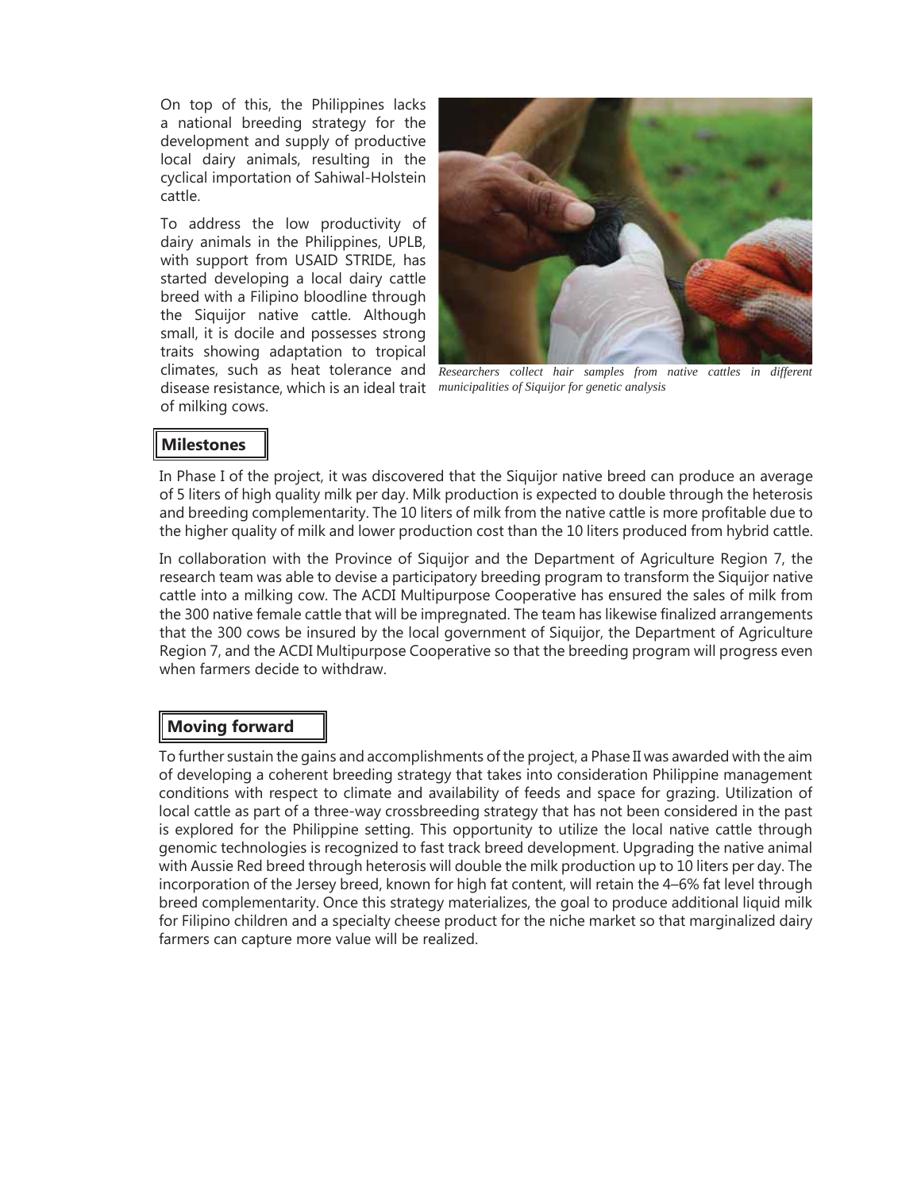On top of this, the Philippines lacks a national breeding strategy for the development and supply of productive local dairy animals, resulting in the cyclical importation of Sahiwal-Holstein cattle.

To address the low productivity of dairy animals in the Philippines, UPLB, with support from USAID STRIDE, has started developing a local dairy cattle breed with a Filipino bloodline through the Siquijor native cattle. Although small, it is docile and possesses strong traits showing adaptation to tropical climates, such as heat tolerance and disease resistance, which is an ideal trait of milking cows.

*Researchers collect hair samples from native cattles in different municipalities of Siquijor for genetic analysis*

## Milestones

In Phase I of the project, it was discovered that the Siquijor native breed can produce an average of 5 liters of high quality milk per day. Milk production is expected to double through the heterosis and breeding complementarity. The 10 liters of milk from the native cattle is more profitable due to the higher quality of milk and lower production cost than the 10 liters produced from hybrid cattle.

In collaboration with the Province of Siquijor and the Department of Agriculture Region 7, the research team was able to devise a participatory breeding program to transform the Siquijor native cattle into a milking cow. The ACDI Multipurpose Cooperative has ensured the sales of milk from the 300 native female cattle that will be impregnated. The team has likewise finalized arrangements that the 300 cows be insured by the local government of Siquijor, the Department of Agriculture Region 7, and the ACDI Multipurpose Cooperative so that the breeding program will progress even when farmers decide to withdraw.

## Moving forward

To further sustain the gains and accomplishments of the project, a Phase II was awarded with the aim of developing a coherent breeding strategy that takes into consideration Philippine management conditions with respect to climate and availability of feeds and space for grazing. Utilization of local cattle as part of a three-way crossbreeding strategy that has not been considered in the past is explored for the Philippine setting. This opportunity to utilize the local native cattle through genomic technologies is recognized to fast track breed development. Upgrading the native animal with Aussie Red breed through heterosis will double the milk production up to 10 liters per day. The incorporation of the Jersey breed, known for high fat content, will retain the 4–6% fat level through breed complementarity. Once this strategy materializes, the goal to produce additional liquid milk for Filipino children and a specialty cheese product for the niche market so that marginalized dairy farmers can capture more value will be realized.